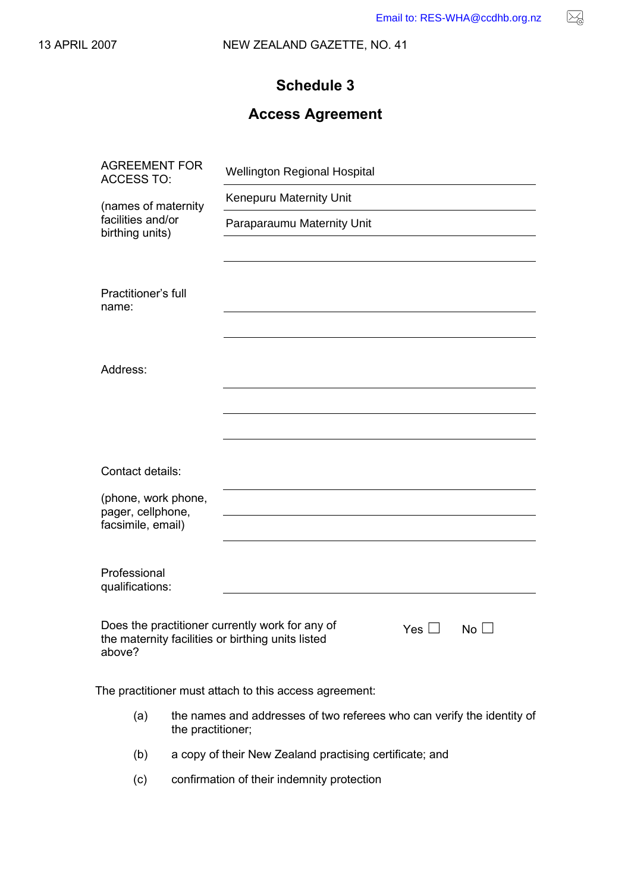Email to: RES-WHA@ccdhb.org.nz

## Schedule 3

## Access Agreement

| | |
|---|---|
| AGREEMENT FOR ACCESS TO: | Wellington Regional Hospital |
| (names of maternity facilities and/or birthing units) | Kenepuru Maternity Unit |
| | Paraparaumu Maternity Unit |
| | |
| Practitioner's full name: | |
| | |
| Address: | |
| | |
| | |
| Contact details: | |
| (phone, work phone, pager, cellphone, facsimile, email) | |
| | |
| Professional qualifications: | |

Does the practitioner currently work for any of the maternity facilities or birthing units listed above? Yes ☐ No ☐

The practitioner must attach to this access agreement:

(a) the names and addresses of two referees who can verify the identity of the practitioner;

(b) a copy of their New Zealand practising certificate; and

(c) confirmation of their indemnity protection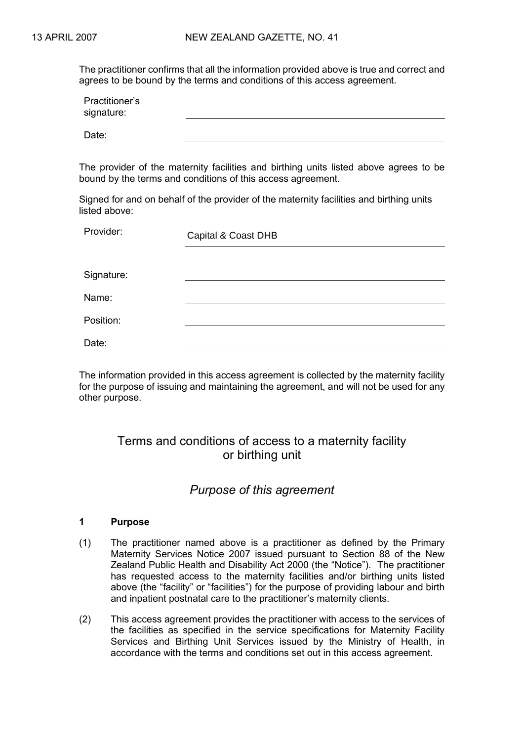The practitioner confirms that all the information provided above is true and correct and agrees to be bound by the terms and conditions of this access agreement.

| | |
|---|---|
| Practitioner's signature: | |
| Date: | |

The provider of the maternity facilities and birthing units listed above agrees to be bound by the terms and conditions of this access agreement.

Signed for and on behalf of the provider of the maternity facilities and birthing units listed above:

| | |
|---|---|
| Provider: | Capital & Coast DHB |
| Signature: | |
| Name: | |
| Position: | |
| Date: | |

The information provided in this access agreement is collected by the maternity facility for the purpose of issuing and maintaining the agreement, and will not be used for any other purpose.

# Terms and conditions of access to a maternity facility or birthing unit

## *Purpose of this agreement*

### 1 Purpose

(1) The practitioner named above is a practitioner as defined by the Primary Maternity Services Notice 2007 issued pursuant to Section 88 of the New Zealand Public Health and Disability Act 2000 (the "Notice"). The practitioner has requested access to the maternity facilities and/or birthing units listed above (the "facility" or "facilities") for the purpose of providing labour and birth and inpatient postnatal care to the practitioner's maternity clients.

(2) This access agreement provides the practitioner with access to the services of the facilities as specified in the service specifications for Maternity Facility Services and Birthing Unit Services issued by the Ministry of Health, in accordance with the terms and conditions set out in this access agreement.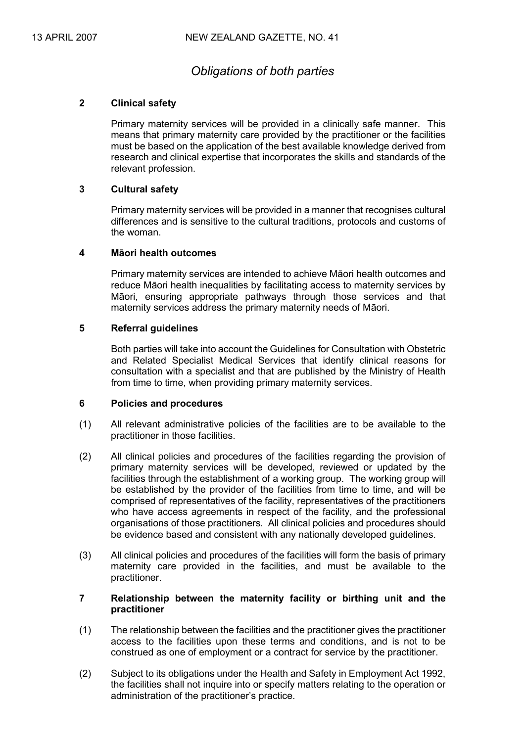## *Obligations of both parties*

**2 Clinical safety**

Primary maternity services will be provided in a clinically safe manner. This means that primary maternity care provided by the practitioner or the facilities must be based on the application of the best available knowledge derived from research and clinical expertise that incorporates the skills and standards of the relevant profession.

**3 Cultural safety**

Primary maternity services will be provided in a manner that recognises cultural differences and is sensitive to the cultural traditions, protocols and customs of the woman.

**4 Māori health outcomes**

Primary maternity services are intended to achieve Māori health outcomes and reduce Māori health inequalities by facilitating access to maternity services by Māori, ensuring appropriate pathways through those services and that maternity services address the primary maternity needs of Māori.

**5 Referral guidelines**

Both parties will take into account the Guidelines for Consultation with Obstetric and Related Specialist Medical Services that identify clinical reasons for consultation with a specialist and that are published by the Ministry of Health from time to time, when providing primary maternity services.

**6 Policies and procedures**

(1) All relevant administrative policies of the facilities are to be available to the practitioner in those facilities.

(2) All clinical policies and procedures of the facilities regarding the provision of primary maternity services will be developed, reviewed or updated by the facilities through the establishment of a working group. The working group will be established by the provider of the facilities from time to time, and will be comprised of representatives of the facility, representatives of the practitioners who have access agreements in respect of the facility, and the professional organisations of those practitioners. All clinical policies and procedures should be evidence based and consistent with any nationally developed guidelines.

(3) All clinical policies and procedures of the facilities will form the basis of primary maternity care provided in the facilities, and must be available to the practitioner.

**7 Relationship between the maternity facility or birthing unit and the practitioner**

(1) The relationship between the facilities and the practitioner gives the practitioner access to the facilities upon these terms and conditions, and is not to be construed as one of employment or a contract for service by the practitioner.

(2) Subject to its obligations under the Health and Safety in Employment Act 1992, the facilities shall not inquire into or specify matters relating to the operation or administration of the practitioner's practice.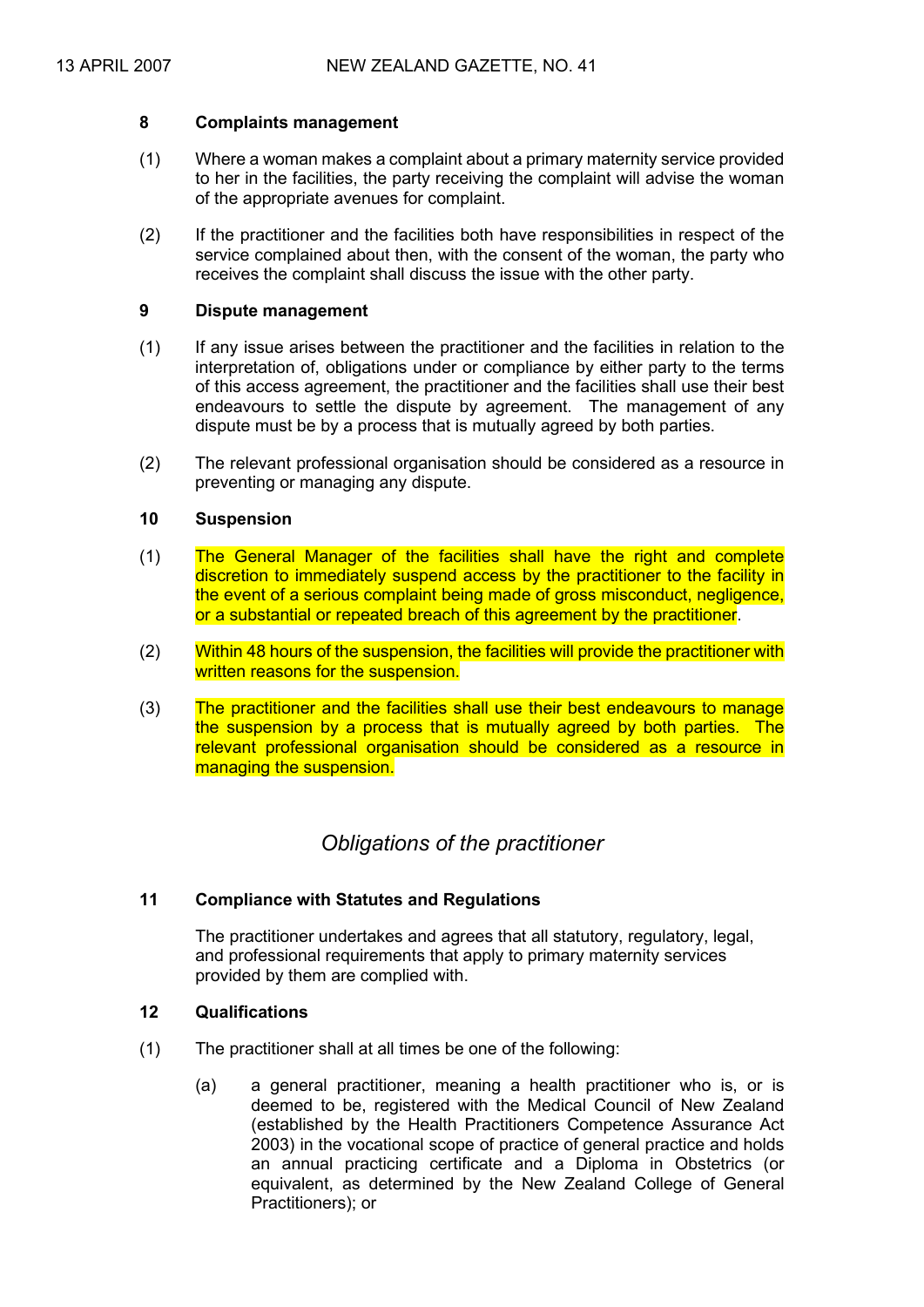### 8 Complaints management

(1) Where a woman makes a complaint about a primary maternity service provided to her in the facilities, the party receiving the complaint will advise the woman of the appropriate avenues for complaint.

(2) If the practitioner and the facilities both have responsibilities in respect of the service complained about then, with the consent of the woman, the party who receives the complaint shall discuss the issue with the other party.

### 9 Dispute management

(1) If any issue arises between the practitioner and the facilities in relation to the interpretation of, obligations under or compliance by either party to the terms of this access agreement, the practitioner and the facilities shall use their best endeavours to settle the dispute by agreement. The management of any dispute must be by a process that is mutually agreed by both parties.

(2) The relevant professional organisation should be considered as a resource in preventing or managing any dispute.

### 10 Suspension

(1) The General Manager of the facilities shall have the right and complete discretion to immediately suspend access by the practitioner to the facility in the event of a serious complaint being made of gross misconduct, negligence, or a substantial or repeated breach of this agreement by the practitioner.

(2) Within 48 hours of the suspension, the facilities will provide the practitioner with written reasons for the suspension.

(3) The practitioner and the facilities shall use their best endeavours to manage the suspension by a process that is mutually agreed by both parties. The relevant professional organisation should be considered as a resource in managing the suspension.

## *Obligations of the practitioner*

### 11 Compliance with Statutes and Regulations

The practitioner undertakes and agrees that all statutory, regulatory, legal, and professional requirements that apply to primary maternity services provided by them are complied with.

### 12 Qualifications

(1) The practitioner shall at all times be one of the following:

(a) a general practitioner, meaning a health practitioner who is, or is deemed to be, registered with the Medical Council of New Zealand (established by the Health Practitioners Competence Assurance Act 2003) in the vocational scope of practice of general practice and holds an annual practicing certificate and a Diploma in Obstetrics (or equivalent, as determined by the New Zealand College of General Practitioners); or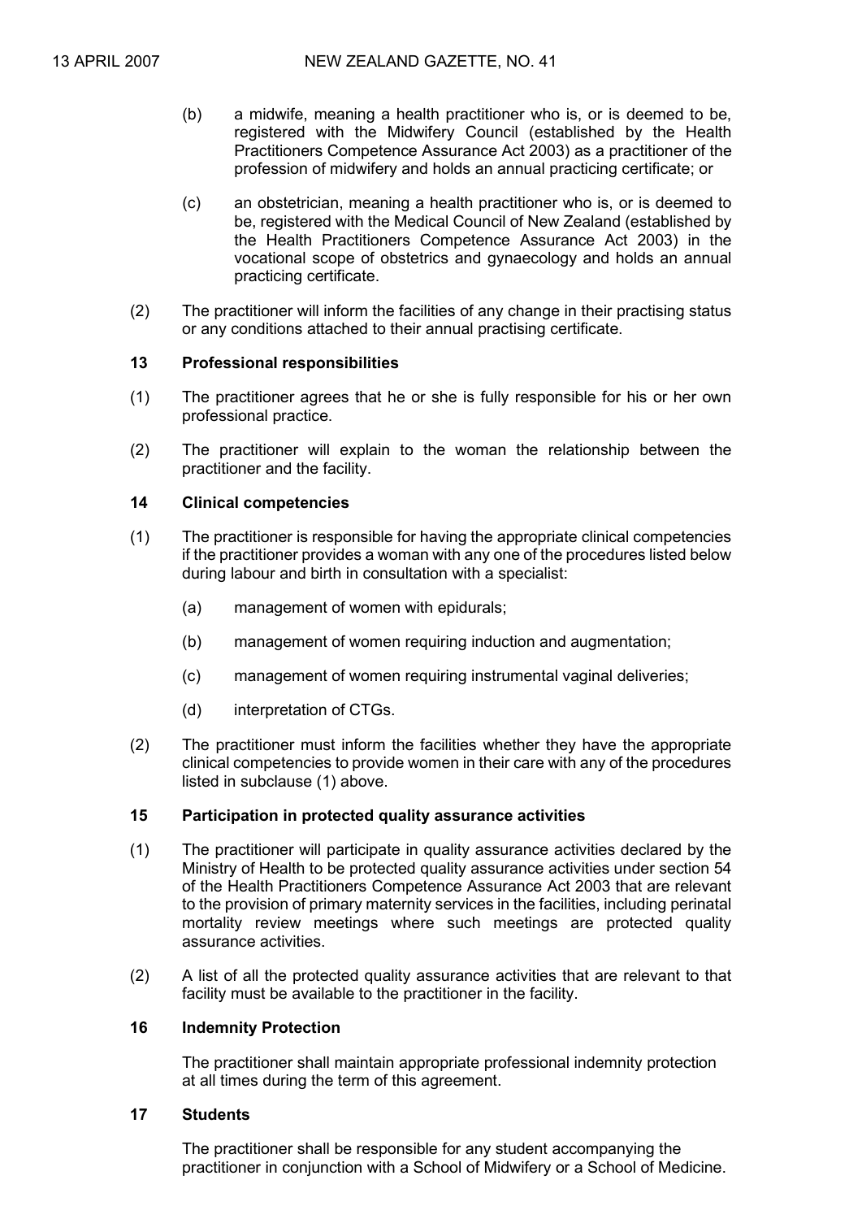(b) a midwife, meaning a health practitioner who is, or is deemed to be, registered with the Midwifery Council (established by the Health Practitioners Competence Assurance Act 2003) as a practitioner of the profession of midwifery and holds an annual practicing certificate; or

(c) an obstetrician, meaning a health practitioner who is, or is deemed to be, registered with the Medical Council of New Zealand (established by the Health Practitioners Competence Assurance Act 2003) in the vocational scope of obstetrics and gynaecology and holds an annual practicing certificate.

(2) The practitioner will inform the facilities of any change in their practising status or any conditions attached to their annual practising certificate.

**13 Professional responsibilities**

(1) The practitioner agrees that he or she is fully responsible for his or her own professional practice.

(2) The practitioner will explain to the woman the relationship between the practitioner and the facility.

**14 Clinical competencies**

(1) The practitioner is responsible for having the appropriate clinical competencies if the practitioner provides a woman with any one of the procedures listed below during labour and birth in consultation with a specialist:

(a) management of women with epidurals;

(b) management of women requiring induction and augmentation;

(c) management of women requiring instrumental vaginal deliveries;

(d) interpretation of CTGs.

(2) The practitioner must inform the facilities whether they have the appropriate clinical competencies to provide women in their care with any of the procedures listed in subclause (1) above.

**15 Participation in protected quality assurance activities**

(1) The practitioner will participate in quality assurance activities declared by the Ministry of Health to be protected quality assurance activities under section 54 of the Health Practitioners Competence Assurance Act 2003 that are relevant to the provision of primary maternity services in the facilities, including perinatal mortality review meetings where such meetings are protected quality assurance activities.

(2) A list of all the protected quality assurance activities that are relevant to that facility must be available to the practitioner in the facility.

**16 Indemnity Protection**

The practitioner shall maintain appropriate professional indemnity protection at all times during the term of this agreement.

**17 Students**

The practitioner shall be responsible for any student accompanying the practitioner in conjunction with a School of Midwifery or a School of Medicine.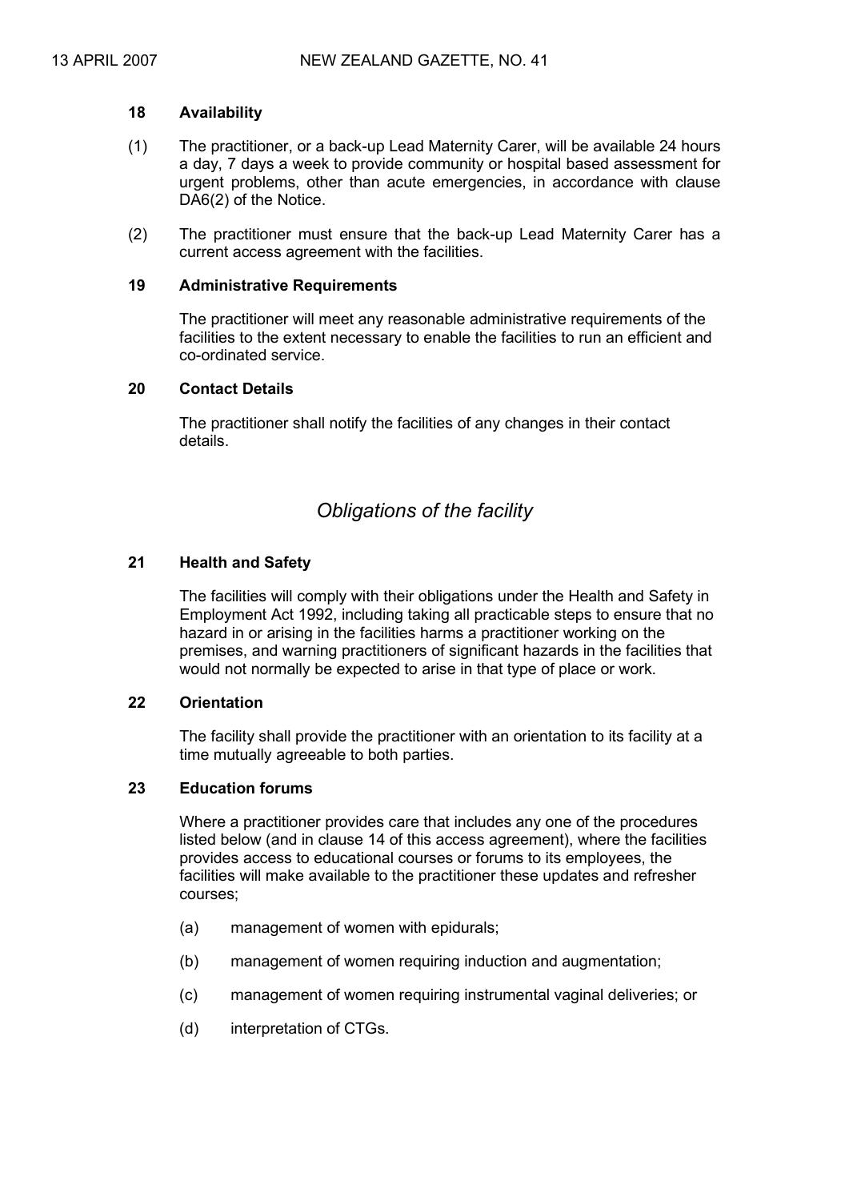### 18 Availability

(1) The practitioner, or a back-up Lead Maternity Carer, will be available 24 hours a day, 7 days a week to provide community or hospital based assessment for urgent problems, other than acute emergencies, in accordance with clause DA6(2) of the Notice.

(2) The practitioner must ensure that the back-up Lead Maternity Carer has a current access agreement with the facilities.

### 19 Administrative Requirements

The practitioner will meet any reasonable administrative requirements of the facilities to the extent necessary to enable the facilities to run an efficient and co-ordinated service.

### 20 Contact Details

The practitioner shall notify the facilities of any changes in their contact details.

## *Obligations of the facility*

### 21 Health and Safety

The facilities will comply with their obligations under the Health and Safety in Employment Act 1992, including taking all practicable steps to ensure that no hazard in or arising in the facilities harms a practitioner working on the premises, and warning practitioners of significant hazards in the facilities that would not normally be expected to arise in that type of place or work.

### 22 Orientation

The facility shall provide the practitioner with an orientation to its facility at a time mutually agreeable to both parties.

### 23 Education forums

Where a practitioner provides care that includes any one of the procedures listed below (and in clause 14 of this access agreement), where the facilities provides access to educational courses or forums to its employees, the facilities will make available to the practitioner these updates and refresher courses;

(a) management of women with epidurals;

(b) management of women requiring induction and augmentation;

(c) management of women requiring instrumental vaginal deliveries; or

(d) interpretation of CTGs.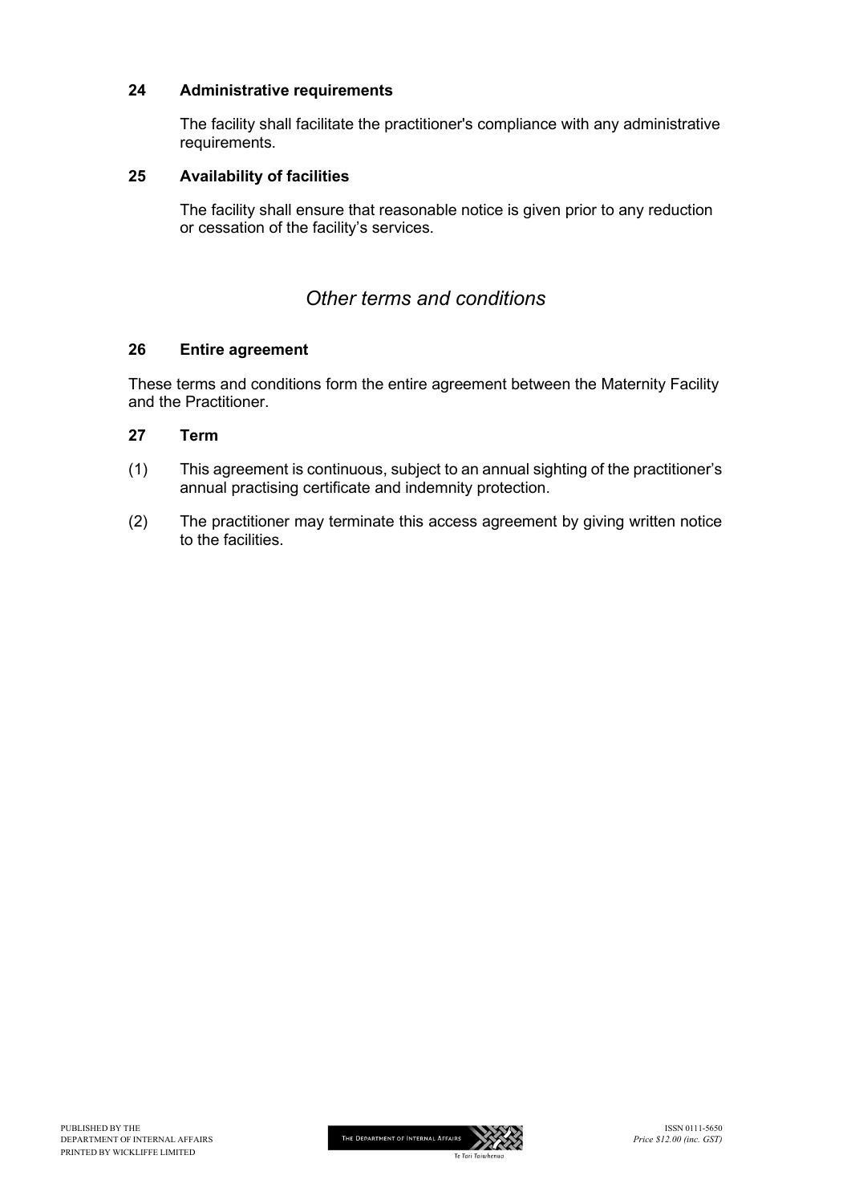### 24 Administrative requirements

The facility shall facilitate the practitioner's compliance with any administrative requirements.

### 25 Availability of facilities

The facility shall ensure that reasonable notice is given prior to any reduction or cessation of the facility's services.

## *Other terms and conditions*

### 26 Entire agreement

These terms and conditions form the entire agreement between the Maternity Facility and the Practitioner.

### 27 Term

(1) This agreement is continuous, subject to an annual sighting of the practitioner's annual practising certificate and indemnity protection.

(2) The practitioner may terminate this access agreement by giving written notice to the facilities.

PUBLISHED BY THE
DEPARTMENT OF INTERNAL AFFAIRS
PRINTED BY WICKLIFFE LIMITED

ISSN 0111-5650
*Price $12.00 (inc. GST)*